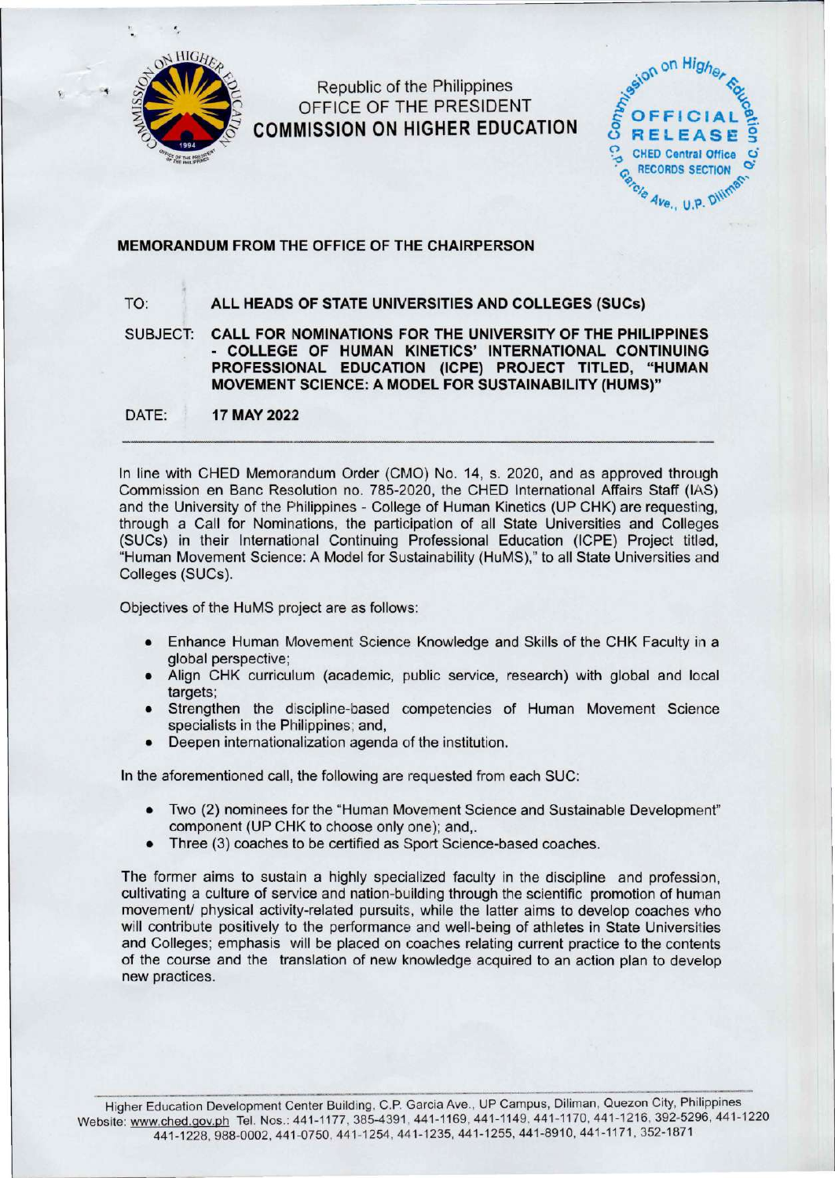Republic of the Philippines
OFFICE OF THE PRESIDENT
**COMMISSION ON HIGHER EDUCATION**

Commission on Higher Education
OFFICIAL RELEASE
CHED Central Office
RECORDS SECTION
C.P. Garcia Ave., U.P. Diliman

**MEMORANDUM FROM THE OFFICE OF THE CHAIRPERSON**

TO: **ALL HEADS OF STATE UNIVERSITIES AND COLLEGES (SUCs)**

SUBJECT: **CALL FOR NOMINATIONS FOR THE UNIVERSITY OF THE PHILIPPINES - COLLEGE OF HUMAN KINETICS' INTERNATIONAL CONTINUING PROFESSIONAL EDUCATION (ICPE) PROJECT TITLED, "HUMAN MOVEMENT SCIENCE: A MODEL FOR SUSTAINABILITY (HUMS)"**

DATE: **17 MAY 2022**

---

In line with CHED Memorandum Order (CMO) No. 14, s. 2020, and as approved through Commission en Banc Resolution no. 785-2020, the CHED International Affairs Staff (IAS) and the University of the Philippines - College of Human Kinetics (UP CHK) are requesting, through a Call for Nominations, the participation of all State Universities and Colleges (SUCs) in their International Continuing Professional Education (ICPE) Project titled, "Human Movement Science: A Model for Sustainability (HuMS)," to all State Universities and Colleges (SUCs).

Objectives of the HuMS project are as follows:

- Enhance Human Movement Science Knowledge and Skills of the CHK Faculty in a global perspective;
- Align CHK curriculum (academic, public service, research) with global and local targets;
- Strengthen the discipline-based competencies of Human Movement Science specialists in the Philippines; and,
- Deepen internationalization agenda of the institution.

In the aforementioned call, the following are requested from each SUC:

- Two (2) nominees for the "Human Movement Science and Sustainable Development" component (UP CHK to choose only one); and,.
- Three (3) coaches to be certified as Sport Science-based coaches.

The former aims to sustain a highly specialized faculty in the discipline and profession, cultivating a culture of service and nation-building through the scientific promotion of human movement/ physical activity-related pursuits, while the latter aims to develop coaches who will contribute positively to the performance and well-being of athletes in State Universities and Colleges; emphasis will be placed on coaches relating current practice to the contents of the course and the translation of new knowledge acquired to an action plan to develop new practices.

Higher Education Development Center Building, C.P. Garcia Ave., UP Campus, Diliman, Quezon City, Philippines
Website: www.ched.gov.ph Tel. Nos.: 441-1177, 385-4391, 441-1169, 441-1149, 441-1170, 441-1216, 392-5296, 441-1220
441-1228, 988-0002, 441-0750, 441-1254, 441-1235, 441-1255, 441-8910, 441-1171, 352-1871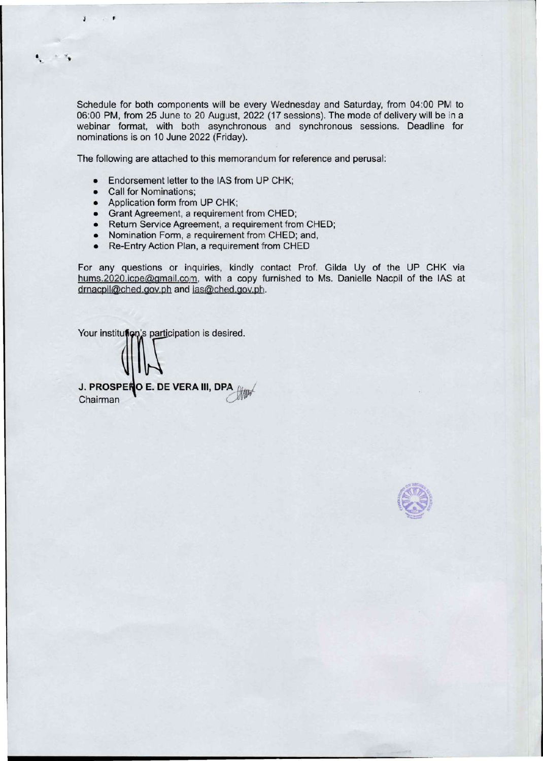Schedule for both components will be every Wednesday and Saturday, from 04:00 PM to 06:00 PM, from 25 June to 20 August, 2022 (17 sessions). The mode of delivery will be in a webinar format, with both asynchronous and synchronous sessions. Deadline for nominations is on 10 June 2022 (Friday).

The following are attached to this memorandum for reference and perusal:

- Endorsement letter to the IAS from UP CHK;
- Call for Nominations;
- Application form from UP CHK;
- Grant Agreement, a requirement from CHED;
- Return Service Agreement, a requirement from CHED;
- Nomination Form, a requirement from CHED; and,
- Re-Entry Action Plan, a requirement from CHED

For any questions or inquiries, kindly contact Prof. Gilda Uy of the UP CHK via hums.2020.icpe@gmail.com, with a copy furnished to Ms. Danielle Nacpil of the IAS at drnacpil@ched.gov.ph and ias@ched.gov.ph.

Your institution's participation is desired.

**J. PROSPERO E. DE VERA III, DPA**
Chairman